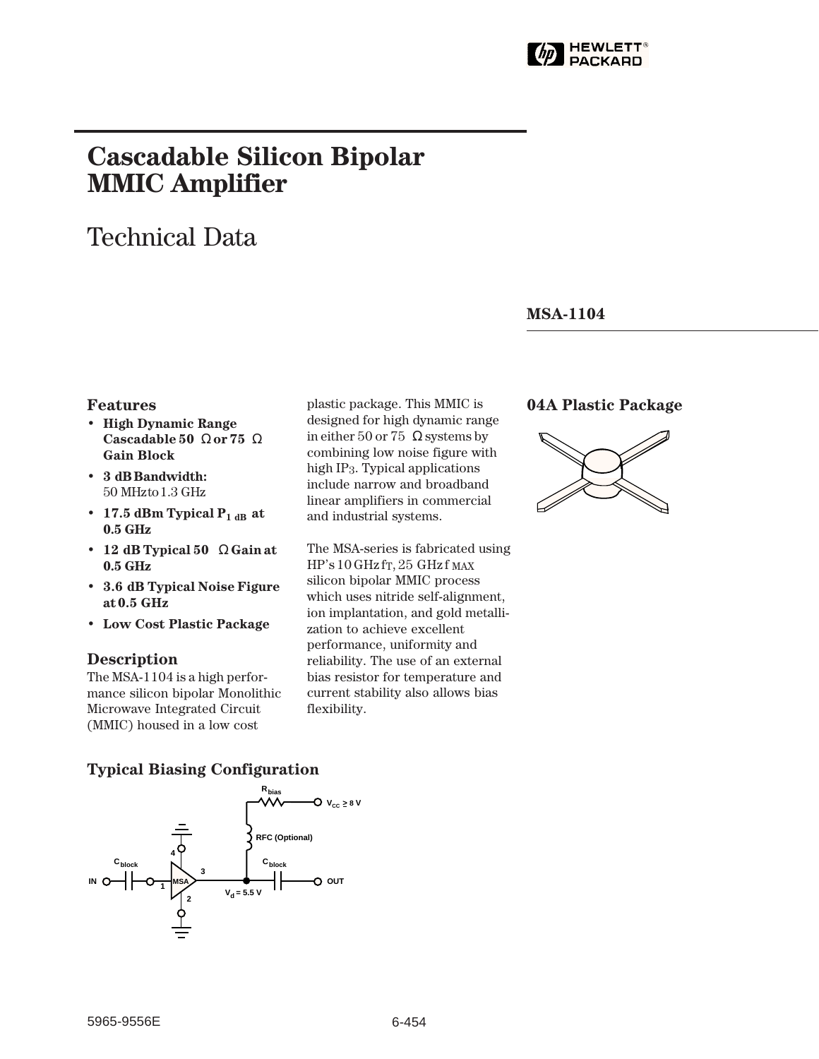# Cascadable Silicon Bipolar MMIC Amplifier

## Technical Data

**MSA-1104**

### Features

- **High Dynamic Range Cascadable 50 Ω or 75 Ω Gain Block**
- **3 dB Bandwidth:** 50 MHz to 1.3 GHz
- **17.5 dBm Typical $P_{1\ dB}$ at 0.5 GHz**
- **12 dB Typical 50 Ω Gain at 0.5 GHz**
- **3.6 dB Typical Noise Figure at 0.5 GHz**
- **Low Cost Plastic Package**

### Description

The MSA-1104 is a high performance silicon bipolar Monolithic Microwave Integrated Circuit (MMIC) housed in a low cost plastic package. This MMIC is designed for high dynamic range in either 50 or 75 Ω systems by combining low noise figure with high $IP_3$. Typical applications include narrow and broadband linear amplifiers in commercial and industrial systems.

The MSA-series is fabricated using HP's 10 GHz $f_T$, 25 GHz $f_{MAX}$ silicon bipolar MMIC process which uses nitride self-alignment, ion implantation, and gold metallization to achieve excellent performance, uniformity and reliability. The use of an external bias resistor for temperature and current stability also allows bias flexibility.

### 04A Plastic Package

### Typical Biasing Configuration

$R_{bias}$ — $V_{CC} \geq 8$ V

RFC (Optional)

$C_{block}$ — IN — MSA (pins 1, 2, 3, 4) — $C_{block}$ — OUT

$V_d = 5.5$ V

5965-9556E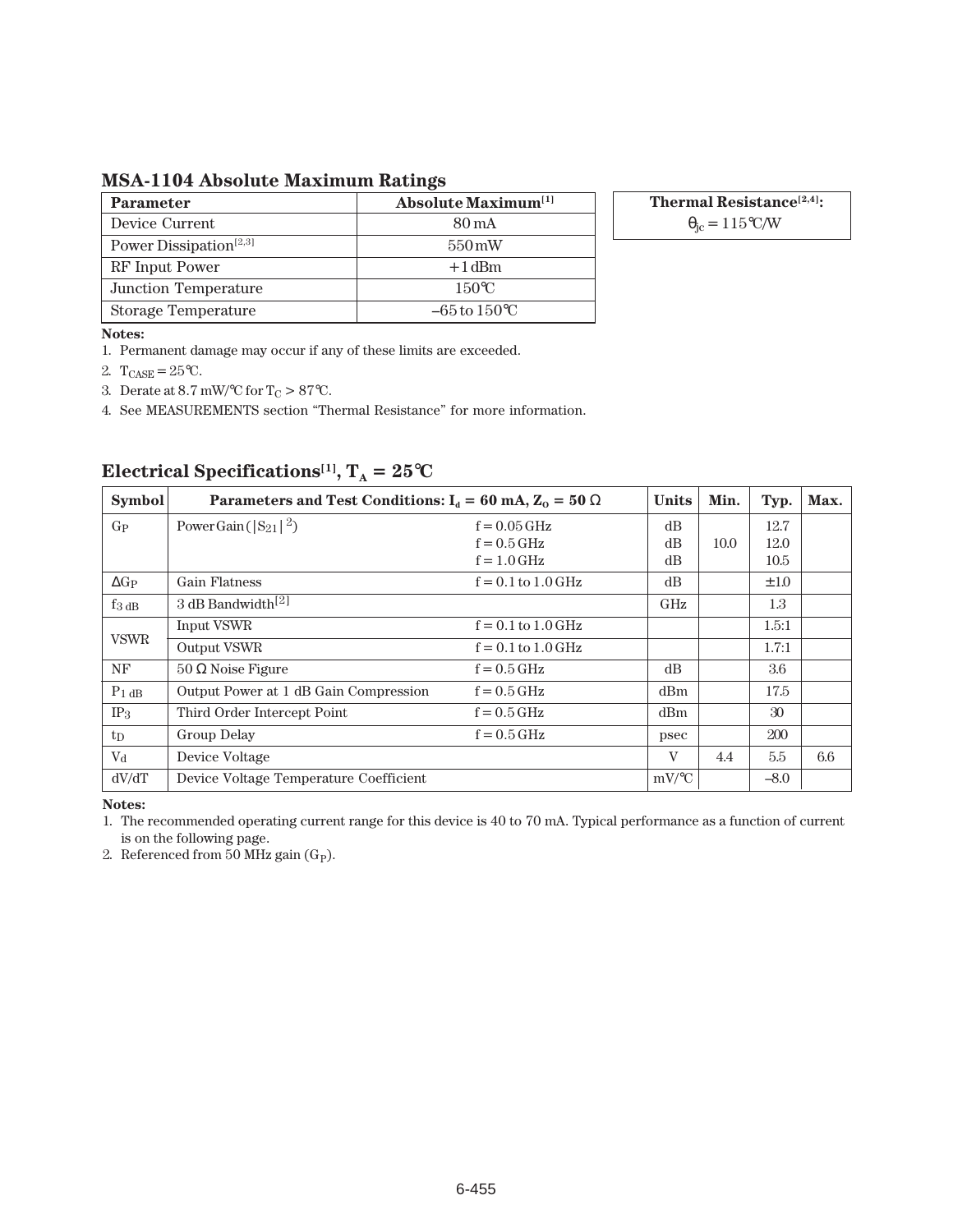## MSA-1104 Absolute Maximum Ratings

| Parameter | Absolute Maximum[1] |
|---|---|
| Device Current | 80 mA |
| Power Dissipation[2,3] | 550 mW |
| RF Input Power | +1 dBm |
| Junction Temperature | 150°C |
| Storage Temperature | –65 to 150°C |

| Thermal Resistance[2,4]: |
|---|
| $\theta_{jc}$ = 115°C/W |

**Notes:**

1. Permanent damage may occur if any of these limits are exceeded.
2. $T_{CASE}$ = 25°C.
3. Derate at 8.7 mW/°C for $T_C$ > 87°C.
4. See MEASUREMENTS section "Thermal Resistance" for more information.

## Electrical Specifications[1], $T_A$ = 25°C

| Symbol | Parameters and Test Conditions: $I_d$ = 60 mA, $Z_O$ = 50 Ω | | Units | Min. | Typ. | Max. |
|---|---|---|---|---|---|---|
| $G_P$ | Power Gain ($\|S_{21}\|^2$) | f = 0.05 GHz<br>f = 0.5 GHz<br>f = 1.0 GHz | dB<br>dB<br>dB | 10.0 | 12.7<br>12.0<br>10.5 | |
| $\Delta G_P$ | Gain Flatness | f = 0.1 to 1.0 GHz | dB | | ±1.0 | |
| $f_{3\ dB}$ | 3 dB Bandwidth[2] | | GHz | | 1.3 | |
| VSWR | Input VSWR | f = 0.1 to 1.0 GHz | | | 1.5:1 | |
| | Output VSWR | f = 0.1 to 1.0 GHz | | | 1.7:1 | |
| NF | 50 Ω Noise Figure | f = 0.5 GHz | dB | | 3.6 | |
| $P_{1\ dB}$ | Output Power at 1 dB Gain Compression | f = 0.5 GHz | dBm | | 17.5 | |
| $IP_3$ | Third Order Intercept Point | f = 0.5 GHz | dBm | | 30 | |
| $t_D$ | Group Delay | f = 0.5 GHz | psec | | 200 | |
| $V_d$ | Device Voltage | | V | 4.4 | 5.5 | 6.6 |
| dV/dT | Device Voltage Temperature Coefficient | | mV/°C | | –8.0 | |

**Notes:**

1. The recommended operating current range for this device is 40 to 70 mA. Typical performance as a function of current is on the following page.
2. Referenced from 50 MHz gain ($G_P$).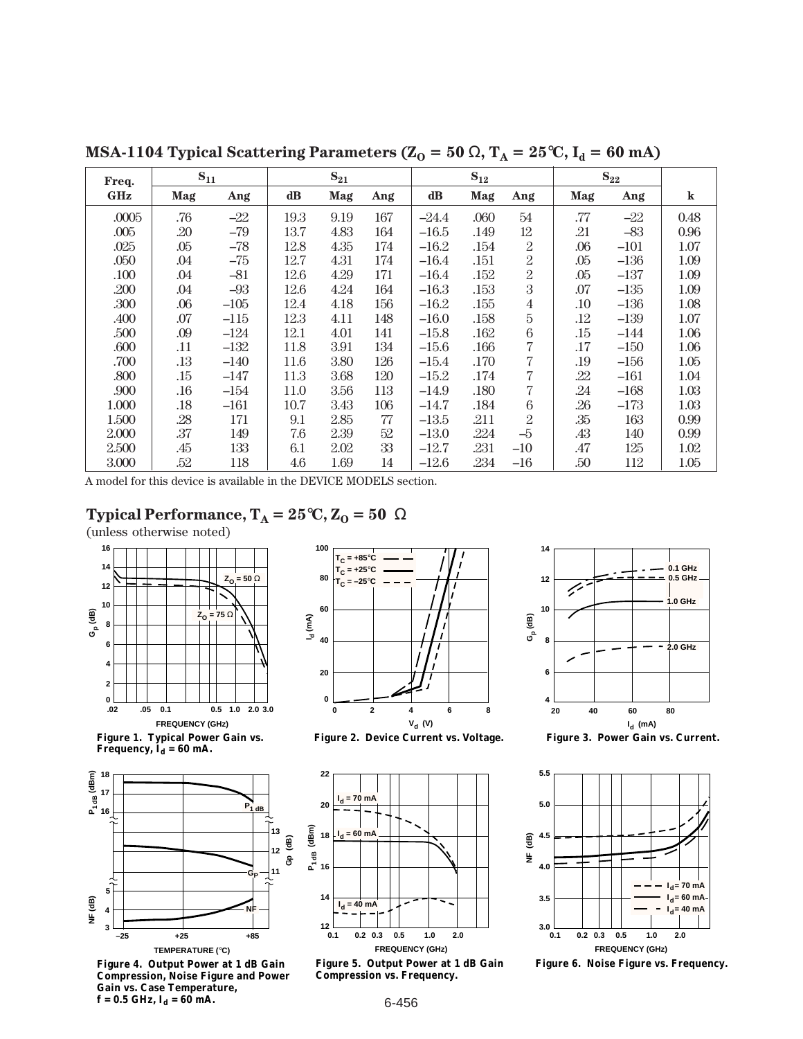## MSA-1104 Typical Scattering Parameters ($Z_O$ = 50 Ω, $T_A$ = 25°C, $I_d$ = 60 mA)

| Freq. | $S_{11}$ | | $S_{21}$ | | | $S_{12}$ | | | $S_{22}$ | | |
|---|---|---|---|---|---|---|---|---|---|---|---|
| GHz | Mag | Ang | dB | Mag | Ang | dB | Mag | Ang | Mag | Ang | k |
| .0005 | .76 | –22 | 19.3 | 9.19 | 167 | –24.4 | .060 | 54 | .77 | –22 | 0.48 |
| .005 | .20 | –79 | 13.7 | 4.83 | 164 | –16.5 | .149 | 12 | .21 | –83 | 0.96 |
| .025 | .05 | –78 | 12.8 | 4.35 | 174 | –16.2 | .154 | 2 | .06 | –101 | 1.07 |
| .050 | .04 | –75 | 12.7 | 4.31 | 174 | –16.4 | .151 | 2 | .05 | –136 | 1.09 |
| .100 | .04 | –81 | 12.6 | 4.29 | 171 | –16.4 | .152 | 2 | .05 | –137 | 1.09 |
| .200 | .04 | –93 | 12.6 | 4.24 | 164 | –16.3 | .153 | 3 | .07 | –135 | 1.09 |
| .300 | .06 | –105 | 12.4 | 4.18 | 156 | –16.2 | .155 | 4 | .10 | –136 | 1.08 |
| .400 | .07 | –115 | 12.3 | 4.11 | 148 | –16.0 | .158 | 5 | .12 | –139 | 1.07 |
| .500 | .09 | –124 | 12.1 | 4.01 | 141 | –15.8 | .162 | 6 | .15 | –144 | 1.06 |
| .600 | .11 | –132 | 11.8 | 3.91 | 134 | –15.6 | .166 | 7 | .17 | –150 | 1.06 |
| .700 | .13 | –140 | 11.6 | 3.80 | 126 | –15.4 | .170 | 7 | .19 | –156 | 1.05 |
| .800 | .15 | –147 | 11.3 | 3.68 | 120 | –15.2 | .174 | 7 | .22 | –161 | 1.04 |
| .900 | .16 | –154 | 11.0 | 3.56 | 113 | –14.9 | .180 | 7 | .24 | –168 | 1.03 |
| 1.000 | .18 | –161 | 10.7 | 3.43 | 106 | –14.7 | .184 | 6 | .26 | –173 | 1.03 |
| 1.500 | .28 | 171 | 9.1 | 2.85 | 77 | –13.5 | .211 | 2 | .35 | 163 | 0.99 |
| 2.000 | .37 | 149 | 7.6 | 2.39 | 52 | –13.0 | .224 | –5 | .43 | 140 | 0.99 |
| 2.500 | .45 | 133 | 6.1 | 2.02 | 33 | –12.7 | .231 | –10 | .47 | 125 | 1.02 |
| 3.000 | .52 | 118 | 4.6 | 1.69 | 14 | –12.6 | .234 | –16 | .50 | 112 | 1.05 |

A model for this device is available in the DEVICE MODELS section.

## Typical Performance, $T_A$ = 25°C, $Z_O$ = 50 Ω

(unless otherwise noted)

**Figure 1. Typical Power Gain vs. Frequency, $I_d$ = 60 mA.**

**Figure 2. Device Current vs. Voltage.**

**Figure 3. Power Gain vs. Current.**

**Figure 4. Output Power at 1 dB Gain Compression, Noise Figure and Power Gain vs. Case Temperature, f = 0.5 GHz, $I_d$ = 60 mA.**

**Figure 5. Output Power at 1 dB Gain Compression vs. Frequency.**

**Figure 6. Noise Figure vs. Frequency.**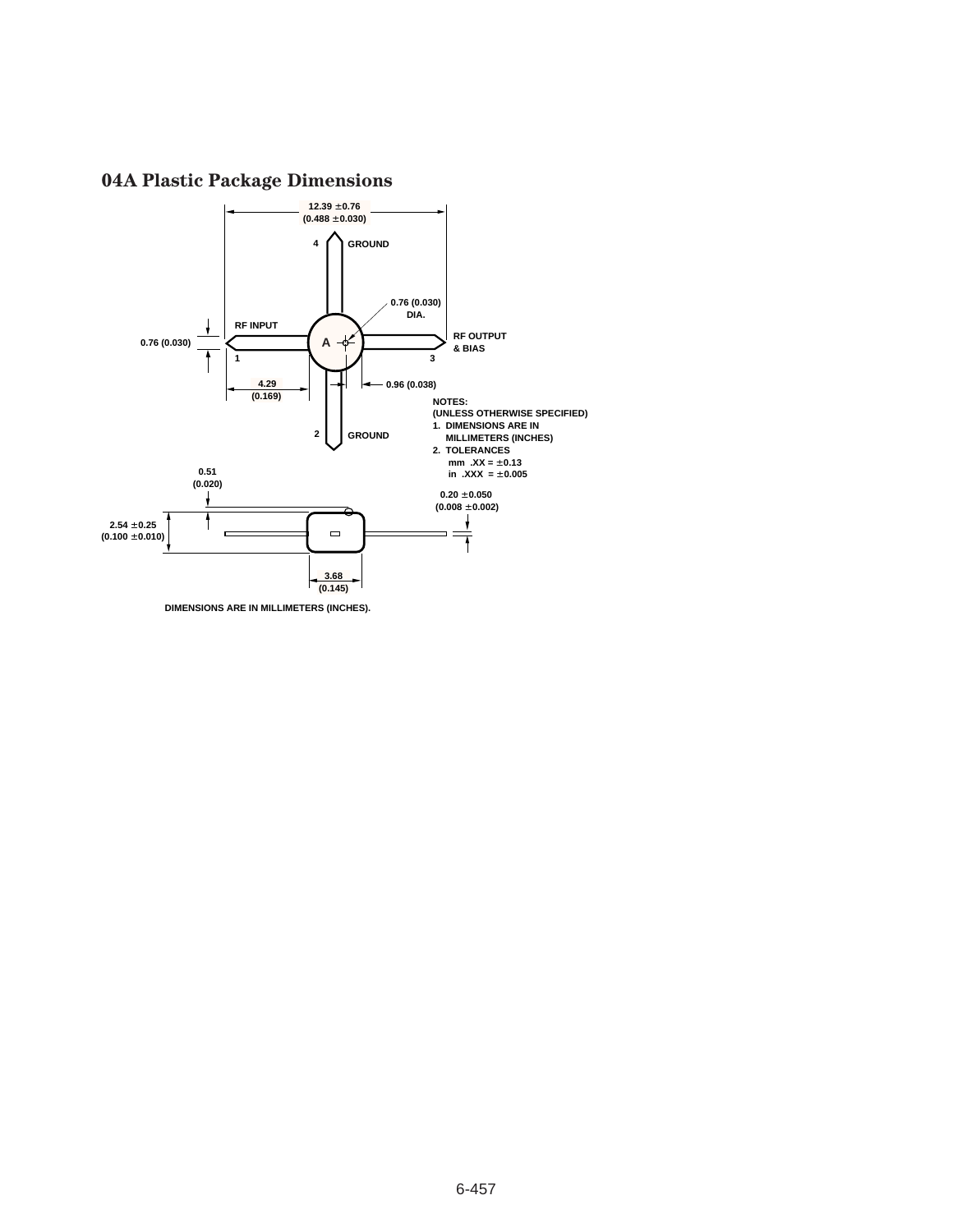## 04A Plastic Package Dimensions

12.39 ±0.76
(0.488 ±0.030)

4 GROUND

0.76 (0.030)
DIA.

RF INPUT

0.76 (0.030)

A

RF OUTPUT
& BIAS

1

3

4.29
(0.169)

0.96 (0.038)

2 GROUND

NOTES:
(UNLESS OTHERWISE SPECIFIED)
1. DIMENSIONS ARE IN
MILLIMETERS (INCHES)
2. TOLERANCES
mm .XX = ±0.13
in .XXX = ±0.005

0.51
(0.020)

0.20 ±0.050
(0.008 ±0.002)

2.54 ±0.25
(0.100 ±0.010)

3.68
(0.145)

DIMENSIONS ARE IN MILLIMETERS (INCHES).